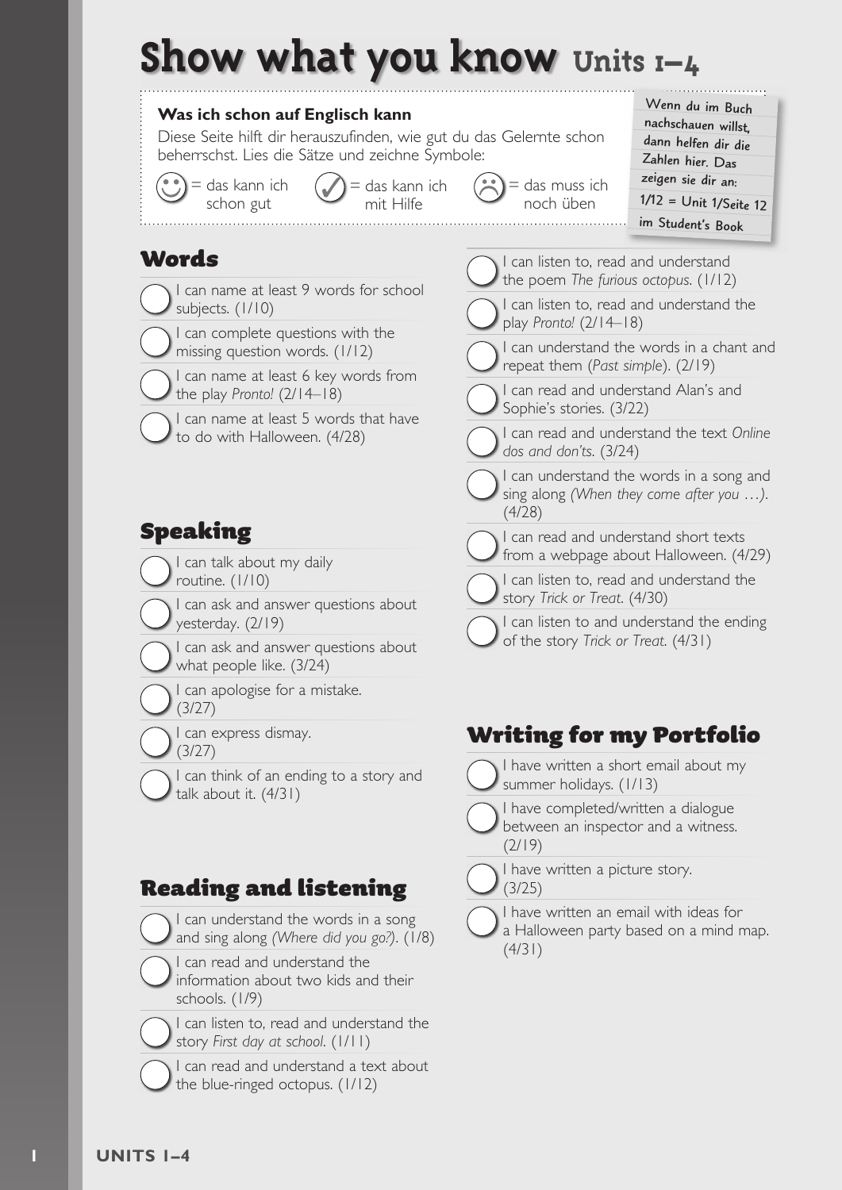# Show what you know Units 1–4

**Was ich schon auf Englisch kann**

Diese Seite hilft dir herauszufinden, wie gut du das Gelernte schon beherrschst. Lies die Sätze und zeichne Symbole:

☺ = das kann ich schon gut ✓ = das kann ich mit Hilfe ☹ = das muss ich noch üben

Wenn du im Buch nachschauen willst, dann helfen dir die Zahlen hier. Das zeigen sie dir an: 1/12 = Unit 1/Seite 12 im Student's Book

## Words

- I can name at least 9 words for school subjects. (1/10)
- I can complete questions with the missing question words. (1/12)
- I can name at least 6 key words from the play *Pronto!* (2/14–18)
- I can name at least 5 words that have to do with Halloween. (4/28)

## Speaking

- I can talk about my daily routine. (1/10)
- I can ask and answer questions about yesterday. (2/19)
- I can ask and answer questions about what people like. (3/24)
- I can apologise for a mistake. (3/27)
- I can express dismay. (3/27)
- I can think of an ending to a story and talk about it. (4/31)

## Reading and listening

- I can understand the words in a song and sing along *(Where did you go?)*. (1/8)
- I can read and understand the information about two kids and their schools. (1/9)
- I can listen to, read and understand the story *First day at school*. (1/11)
- I can read and understand a text about the blue-ringed octopus. (1/12)
- I can listen to, read and understand the poem *The furious octopus*. (1/12)
- I can listen to, read and understand the play *Pronto!* (2/14–18)
- I can understand the words in a chant and repeat them (*Past simple*). (2/19)
- I can read and understand Alan's and Sophie's stories. (3/22)
- I can read and understand the text *Online dos and don'ts*. (3/24)
- I can understand the words in a song and sing along *(When they come after you …)*. (4/28)
- I can read and understand short texts from a webpage about Halloween. (4/29)
- I can listen to, read and understand the story *Trick or Treat*. (4/30)
- I can listen to and understand the ending of the story *Trick or Treat*. (4/31)

## Writing for my Portfolio

- I have written a short email about my summer holidays. (1/13)
- I have completed/written a dialogue between an inspector and a witness. (2/19)
- I have written a picture story. (3/25)
- I have written an email with ideas for a Halloween party based on a mind map. (4/31)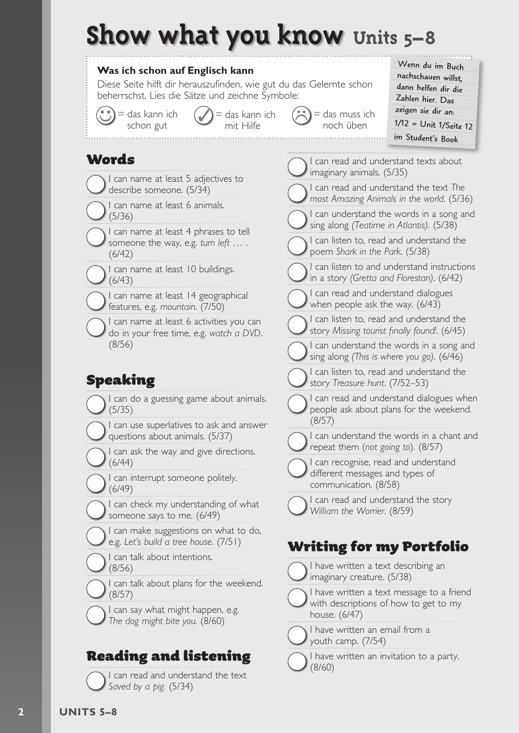# Show what you know Units 5–8

**Was ich schon auf Englisch kann**

Diese Seite hilft dir herauszufinden, wie gut du das Gelernte schon beherrschst. Lies die Sätze und zeichne Symbole:

☺ = das kann ich schon gut ✓ = das kann ich mit Hilfe ☹ = das muss ich noch üben

Wenn du im Buch nachschauen willst, dann helfen dir die Zahlen hier. Das zeigen sie dir an: 1/12 = Unit 1/Seite 12 im Student's Book

## Words

- ◯ I can name at least 5 adjectives to describe someone. (5/34)
- ◯ I can name at least 6 animals. (5/36)
- ◯ I can name at least 4 phrases to tell someone the way, e.g. *turn left …* . (6/42)
- ◯ I can name at least 10 buildings. (6/43)
- ◯ I can name at least 14 geographical features, e.g. *mountain*. (7/50)
- ◯ I can name at least 6 activities you can do in your free time, e.g. *watch a DVD*. (8/56)

## Speaking

- ◯ I can do a guessing game about animals. (5/35)
- ◯ I can use superlatives to ask and answer questions about animals. (5/37)
- ◯ I can ask the way and give directions. (6/44)
- ◯ I can interrupt someone politely. (6/49)
- ◯ I can check my understanding of what someone says to me. (6/49)
- ◯ I can make suggestions on what to do, e.g. *Let's build a tree house*. (7/51)
- ◯ I can talk about intentions. (8/56)
- ◯ I can talk about plans for the weekend. (8/57)
- ◯ I can say what might happen, e.g. *The dog might bite you.* (8/60)

## Reading and listening

- ◯ I can read and understand the text *Saved by a pig.* (5/34)
- ◯ I can read and understand texts about imaginary animals. (5/35)
- ◯ I can read and understand the text *The most Amazing Animals in the world*. (5/36)
- ◯ I can understand the words in a song and sing along *(Teatime in Atlantis)*. (5/38)
- ◯ I can listen to, read and understand the poem *Shark in the Park.* (5/38)
- ◯ I can listen to and understand instructions in a story *(Gretta and Florestan)*. (6/42)
- ◯ I can read and understand dialogues when people ask the way. (6/43)
- ◯ I can listen to, read and understand the story *Missing tourist finally found!*. (6/45)
- ◯ I can understand the words in a song and sing along *(This is where you go)*. (6/46)
- ◯ I can listen to, read and understand the story *Treasure hunt*. (7/52–53)
- ◯ I can read and understand dialogues when people ask about plans for the weekend. (8/57)
- ◯ I can understand the words in a chant and repeat them (*not going to*). (8/57)
- ◯ I can recognise, read and understand different messages and types of communication. (8/58)
- ◯ I can read and understand the story *William the Worrier.* (8/59)

## Writing for my Portfolio

- ◯ I have written a text describing an imaginary creature. (5/38)
- ◯ I have written a text message to a friend with descriptions of how to get to my house. (6/47)
- ◯ I have written an email from a youth camp. (7/54)
- ◯ I have written an invitation to a party. (8/60)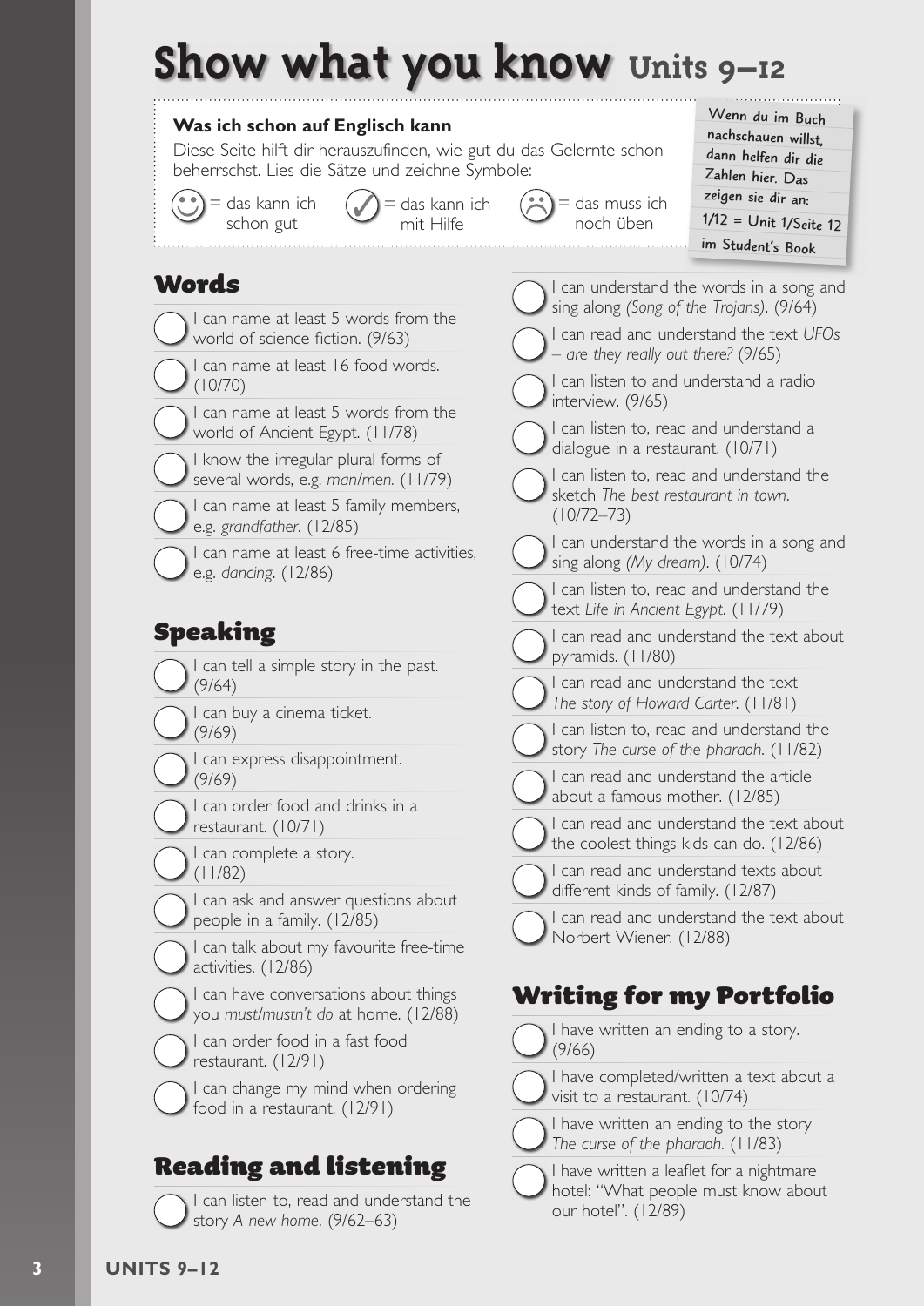# Show what you know Units 9–12

**Was ich schon auf Englisch kann**

Diese Seite hilft dir herauszufinden, wie gut du das Gelernte schon beherrschst. Lies die Sätze und zeichne Symbole:

☺ = das kann ich schon gut ✓ = das kann ich mit Hilfe ☹ = das muss ich noch üben

Wenn du im Buch nachschauen willst, dann helfen dir die Zahlen hier. Das zeigen sie dir an: 1/12 = Unit 1/Seite 12 im Student's Book

## Words

- ◯ I can name at least 5 words from the world of science fiction. (9/63)
- ◯ I can name at least 16 food words. (10/70)
- ◯ I can name at least 5 words from the world of Ancient Egypt. (11/78)
- ◯ I know the irregular plural forms of several words, e.g. *man/men*. (11/79)
- ◯ I can name at least 5 family members, e.g. *grandfather*. (12/85)
- ◯ I can name at least 6 free-time activities, e.g. *dancing*. (12/86)

## Speaking

- ◯ I can tell a simple story in the past. (9/64)
- ◯ I can buy a cinema ticket. (9/69)
- ◯ I can express disappointment. (9/69)
- ◯ I can order food and drinks in a restaurant. (10/71)
- ◯ I can complete a story. (11/82)
- ◯ I can ask and answer questions about people in a family. (12/85)
- ◯ I can talk about my favourite free-time activities. (12/86)
- ◯ I can have conversations about things you *must/mustn't do* at home. (12/88)
- ◯ I can order food in a fast food restaurant. (12/91)
- ◯ I can change my mind when ordering food in a restaurant. (12/91)

## Reading and listening

- ◯ I can listen to, read and understand the story *A new home*. (9/62–63)
- ◯ I can understand the words in a song and sing along *(Song of the Trojans)*. (9/64)
- ◯ I can read and understand the text *UFOs – are they really out there?* (9/65)
- ◯ I can listen to and understand a radio interview. (9/65)
- ◯ I can listen to, read and understand a dialogue in a restaurant. (10/71)
- ◯ I can listen to, read and understand the sketch *The best restaurant in town*. (10/72–73)
- ◯ I can understand the words in a song and sing along *(My dream)*. (10/74)
- ◯ I can listen to, read and understand the text *Life in Ancient Egypt*. (11/79)
- ◯ I can read and understand the text about pyramids. (11/80)
- ◯ I can read and understand the text *The story of Howard Carter*. (11/81)
- ◯ I can listen to, read and understand the story *The curse of the pharaoh*. (11/82)
- ◯ I can read and understand the article about a famous mother. (12/85)
- ◯ I can read and understand the text about the coolest things kids can do. (12/86)
- ◯ I can read and understand texts about different kinds of family. (12/87)
- ◯ I can read and understand the text about Norbert Wiener. (12/88)

## Writing for my Portfolio

- ◯ I have written an ending to a story. (9/66)
- ◯ I have completed/written a text about a visit to a restaurant. (10/74)
- ◯ I have written an ending to the story *The curse of the pharaoh*. (11/83)
- ◯ I have written a leaflet for a nightmare hotel: "What people must know about our hotel". (12/89)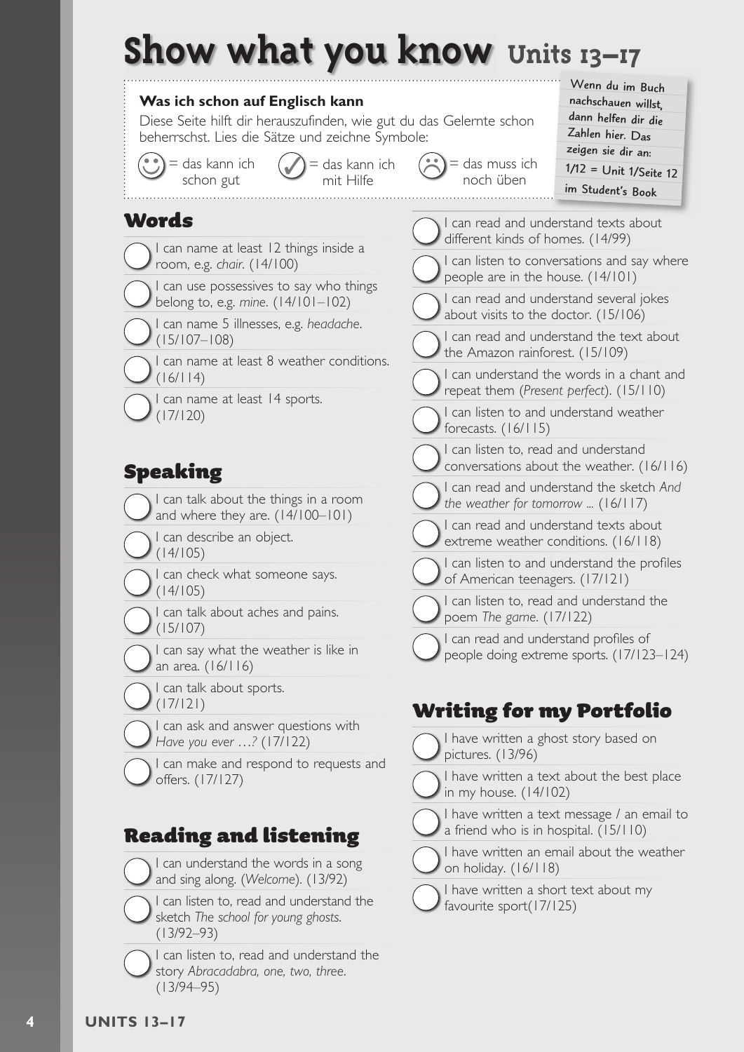# Show what you know Units 13–17

**Was ich schon auf Englisch kann**

Diese Seite hilft dir herauszufinden, wie gut du das Gelernte schon beherrschst. Lies die Sätze und zeichne Symbole:

☺ = das kann ich schon gut ✓ = das kann ich mit Hilfe ☹ = das muss ich noch üben

Wenn du im Buch nachschauen willst, dann helfen dir die Zahlen hier. Das zeigen sie dir an: 1/12 = Unit 1/Seite 12 im Student's Book

## Words

- ◯ I can name at least 12 things inside a room, e.g. *chair*. (14/100)
- ◯ I can use possessives to say who things belong to, e.g. *mine*. (14/101–102)
- ◯ I can name 5 illnesses, e.g. *headache*. (15/107–108)
- ◯ I can name at least 8 weather conditions. (16/114)
- ◯ I can name at least 14 sports. (17/120)

## Speaking

- ◯ I can talk about the things in a room and where they are. (14/100–101)
- ◯ I can describe an object. (14/105)
- ◯ I can check what someone says. (14/105)
- ◯ I can talk about aches and pains. (15/107)
- ◯ I can say what the weather is like in an area. (16/116)
- ◯ I can talk about sports. (17/121)
- ◯ I can ask and answer questions with *Have you ever …?* (17/122)
- ◯ I can make and respond to requests and offers. (17/127)

## Reading and listening

- ◯ I can understand the words in a song and sing along. (*Welcome*). (13/92)
- ◯ I can listen to, read and understand the sketch *The school for young ghosts*. (13/92–93)
- ◯ I can listen to, read and understand the story *Abracadabra, one, two, three*. (13/94–95)
- ◯ I can read and understand texts about different kinds of homes. (14/99)
- ◯ I can listen to conversations and say where people are in the house. (14/101)
- ◯ I can read and understand several jokes about visits to the doctor. (15/106)
- ◯ I can read and understand the text about the Amazon rainforest. (15/109)
- ◯ I can understand the words in a chant and repeat them (*Present perfect*). (15/110)
- ◯ I can listen to and understand weather forecasts. (16/115)
- ◯ I can listen to, read and understand conversations about the weather. (16/116)
- ◯ I can read and understand the sketch *And the weather for tomorrow ...* (16/117)
- ◯ I can read and understand texts about extreme weather conditions. (16/118)
- ◯ I can listen to and understand the profiles of American teenagers. (17/121)
- ◯ I can listen to, read and understand the poem *The game*. (17/122)
- ◯ I can read and understand profiles of people doing extreme sports. (17/123–124)

## Writing for my Portfolio

- ◯ I have written a ghost story based on pictures. (13/96)
- ◯ I have written a text about the best place in my house. (14/102)
- ◯ I have written a text message / an email to a friend who is in hospital. (15/110)
- ◯ I have written an email about the weather on holiday. (16/118)
- ◯ I have written a short text about my favourite sport(17/125)